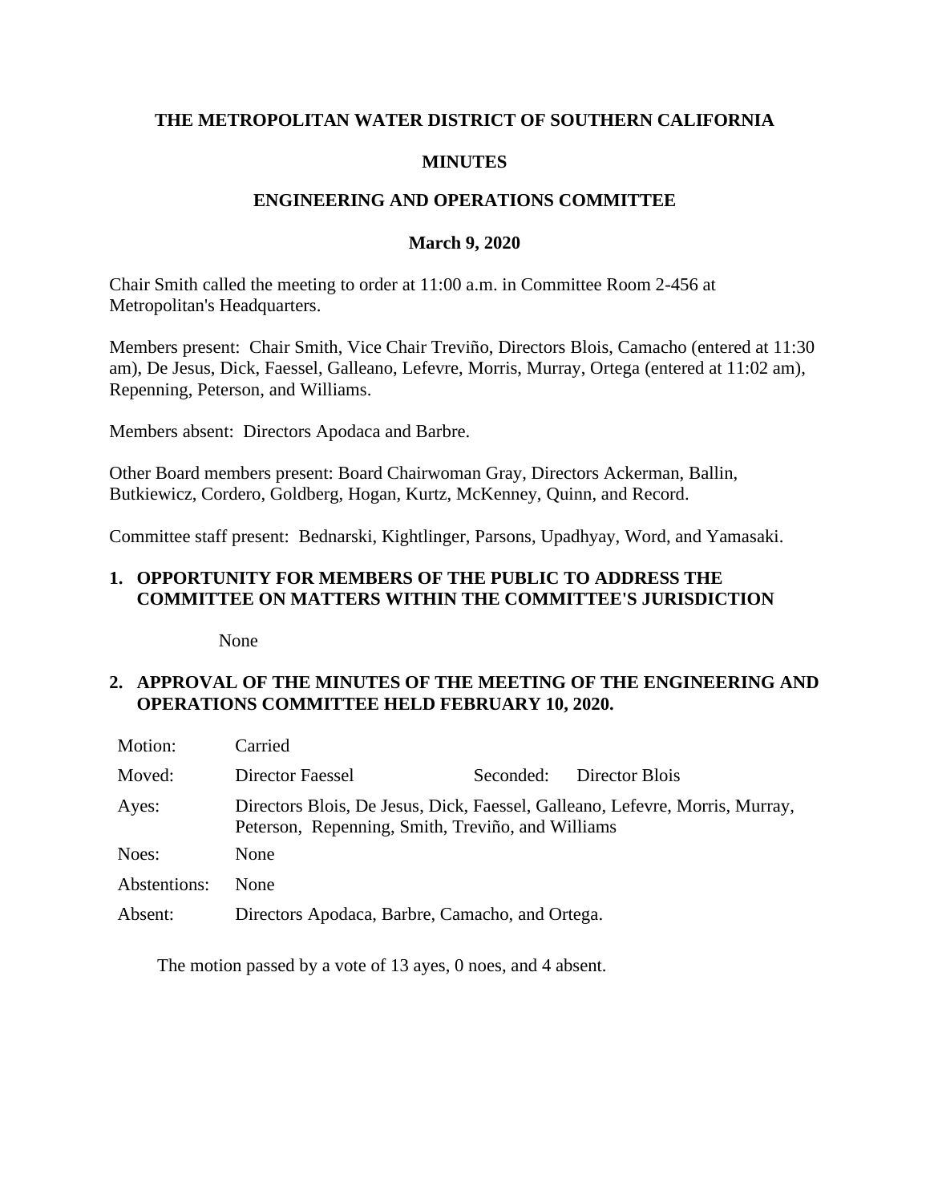**THE METROPOLITAN WATER DISTRICT OF SOUTHERN CALIFORNIA**

**MINUTES**

**ENGINEERING AND OPERATIONS COMMITTEE**

**March 9, 2020**

Chair Smith called the meeting to order at 11:00 a.m. in Committee Room 2-456 at Metropolitan's Headquarters.

Members present: Chair Smith, Vice Chair Treviño, Directors Blois, Camacho (entered at 11:30 am), De Jesus, Dick, Faessel, Galleano, Lefevre, Morris, Murray, Ortega (entered at 11:02 am), Repenning, Peterson, and Williams.

Members absent: Directors Apodaca and Barbre.

Other Board members present: Board Chairwoman Gray, Directors Ackerman, Ballin, Butkiewicz, Cordero, Goldberg, Hogan, Kurtz, McKenney, Quinn, and Record.

Committee staff present: Bednarski, Kightlinger, Parsons, Upadhyay, Word, and Yamasaki.

**1. OPPORTUNITY FOR MEMBERS OF THE PUBLIC TO ADDRESS THE COMMITTEE ON MATTERS WITHIN THE COMMITTEE'S JURISDICTION**

None

**2. APPROVAL OF THE MINUTES OF THE MEETING OF THE ENGINEERING AND OPERATIONS COMMITTEE HELD FEBRUARY 10, 2020.**

| | | | |
|---|---|---|---|
| Motion: | Carried | | |
| Moved: | Director Faessel | Seconded: | Director Blois |
| Ayes: | Directors Blois, De Jesus, Dick, Faessel, Galleano, Lefevre, Morris, Murray, Peterson, Repenning, Smith, Treviño, and Williams | | |
| Noes: | None | | |
| Abstentions: | None | | |
| Absent: | Directors Apodaca, Barbre, Camacho, and Ortega. | | |

The motion passed by a vote of 13 ayes, 0 noes, and 4 absent.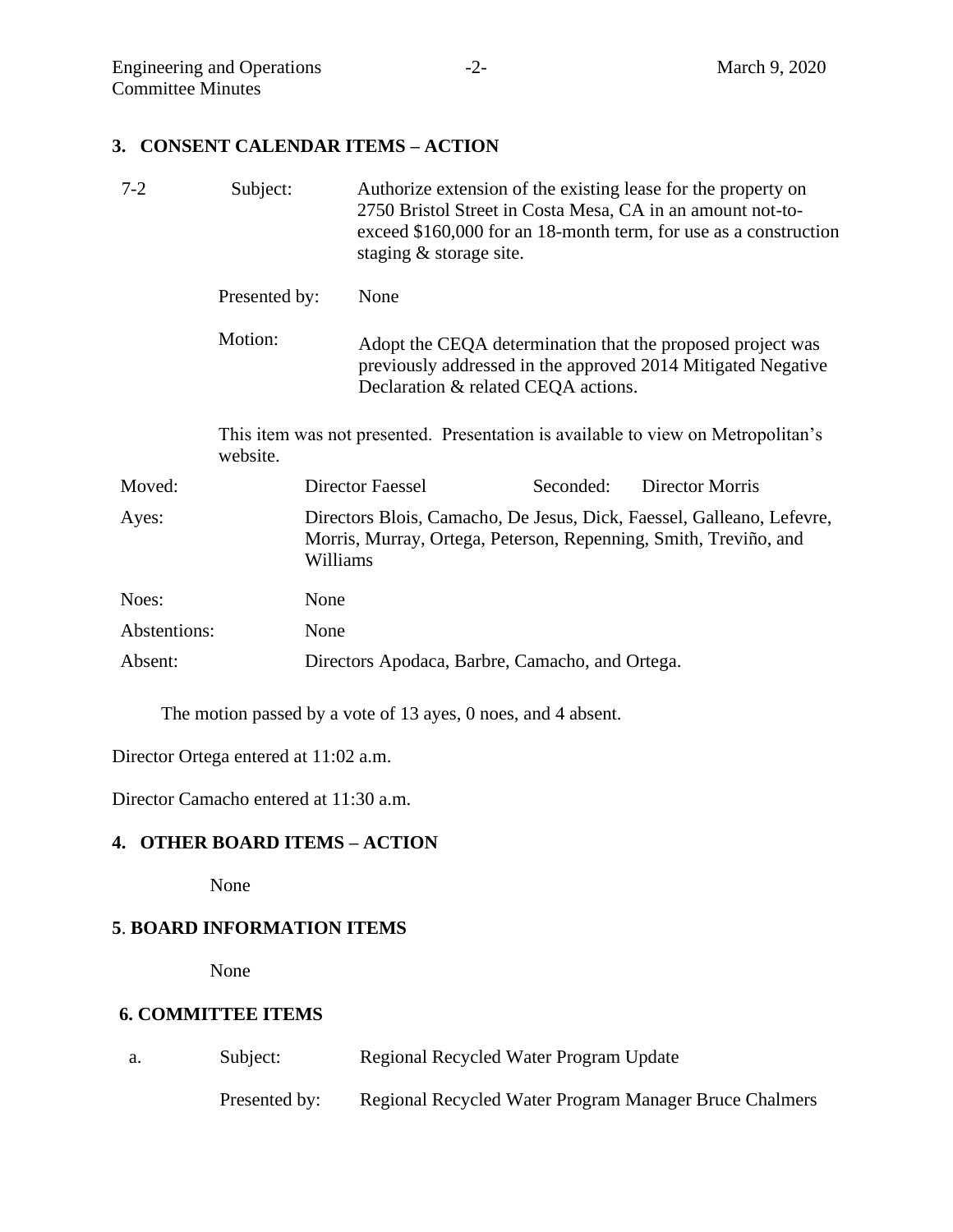## 3. CONSENT CALENDAR ITEMS – ACTION

| 7-2 | Subject: | Authorize extension of the existing lease for the property on 2750 Bristol Street in Costa Mesa, CA in an amount not-to-exceed $160,000 for an 18-month term, for use as a construction staging & storage site. |
|---|---|---|
| | Presented by: | None |
| | Motion: | Adopt the CEQA determination that the proposed project was previously addressed in the approved 2014 Mitigated Negative Declaration & related CEQA actions. |

This item was not presented. Presentation is available to view on Metropolitan's website.

| Moved: | Director Faessel | Seconded: | Director Morris |
|---|---|---|---|
| Ayes: | Directors Blois, Camacho, De Jesus, Dick, Faessel, Galleano, Lefevre, Morris, Murray, Ortega, Peterson, Repenning, Smith, Treviño, and Williams | | |
| Noes: | None | | |
| Abstentions: | None | | |
| Absent: | Directors Apodaca, Barbre, Camacho, and Ortega. | | |

The motion passed by a vote of 13 ayes, 0 noes, and 4 absent.

Director Ortega entered at 11:02 a.m.

Director Camacho entered at 11:30 a.m.

## 4. OTHER BOARD ITEMS – ACTION

None

## 5. BOARD INFORMATION ITEMS

None

## 6. COMMITTEE ITEMS

| a. | Subject: | Regional Recycled Water Program Update |
|---|---|---|
| | Presented by: | Regional Recycled Water Program Manager Bruce Chalmers |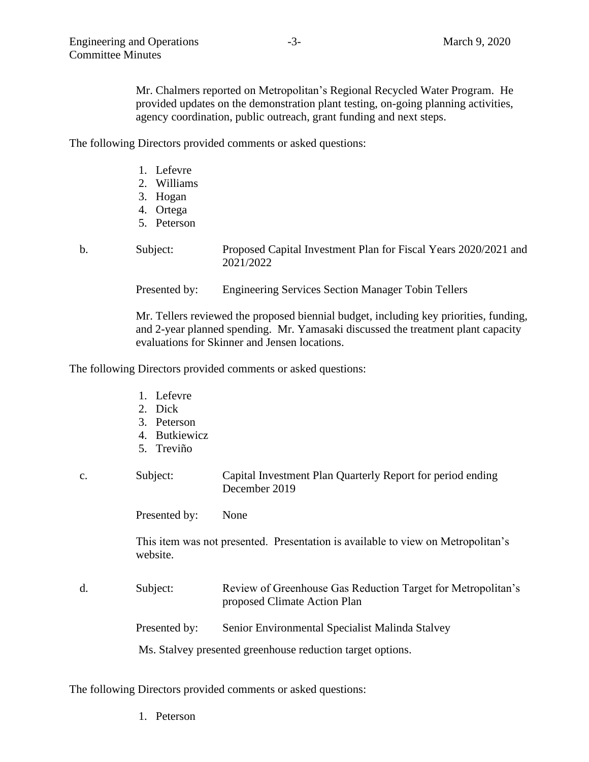Mr. Chalmers reported on Metropolitan's Regional Recycled Water Program. He provided updates on the demonstration plant testing, on-going planning activities, agency coordination, public outreach, grant funding and next steps.

The following Directors provided comments or asked questions:

1. Lefevre
2. Williams
3. Hogan
4. Ortega
5. Peterson

b. Subject: Proposed Capital Investment Plan for Fiscal Years 2020/2021 and 2021/2022

Presented by: Engineering Services Section Manager Tobin Tellers

Mr. Tellers reviewed the proposed biennial budget, including key priorities, funding, and 2-year planned spending. Mr. Yamasaki discussed the treatment plant capacity evaluations for Skinner and Jensen locations.

The following Directors provided comments or asked questions:

1. Lefevre
2. Dick
3. Peterson
4. Butkiewicz
5. Treviño

c. Subject: Capital Investment Plan Quarterly Report for period ending December 2019

Presented by: None

This item was not presented. Presentation is available to view on Metropolitan's website.

d. Subject: Review of Greenhouse Gas Reduction Target for Metropolitan's proposed Climate Action Plan

Presented by: Senior Environmental Specialist Malinda Stalvey

Ms. Stalvey presented greenhouse reduction target options.

The following Directors provided comments or asked questions:

1. Peterson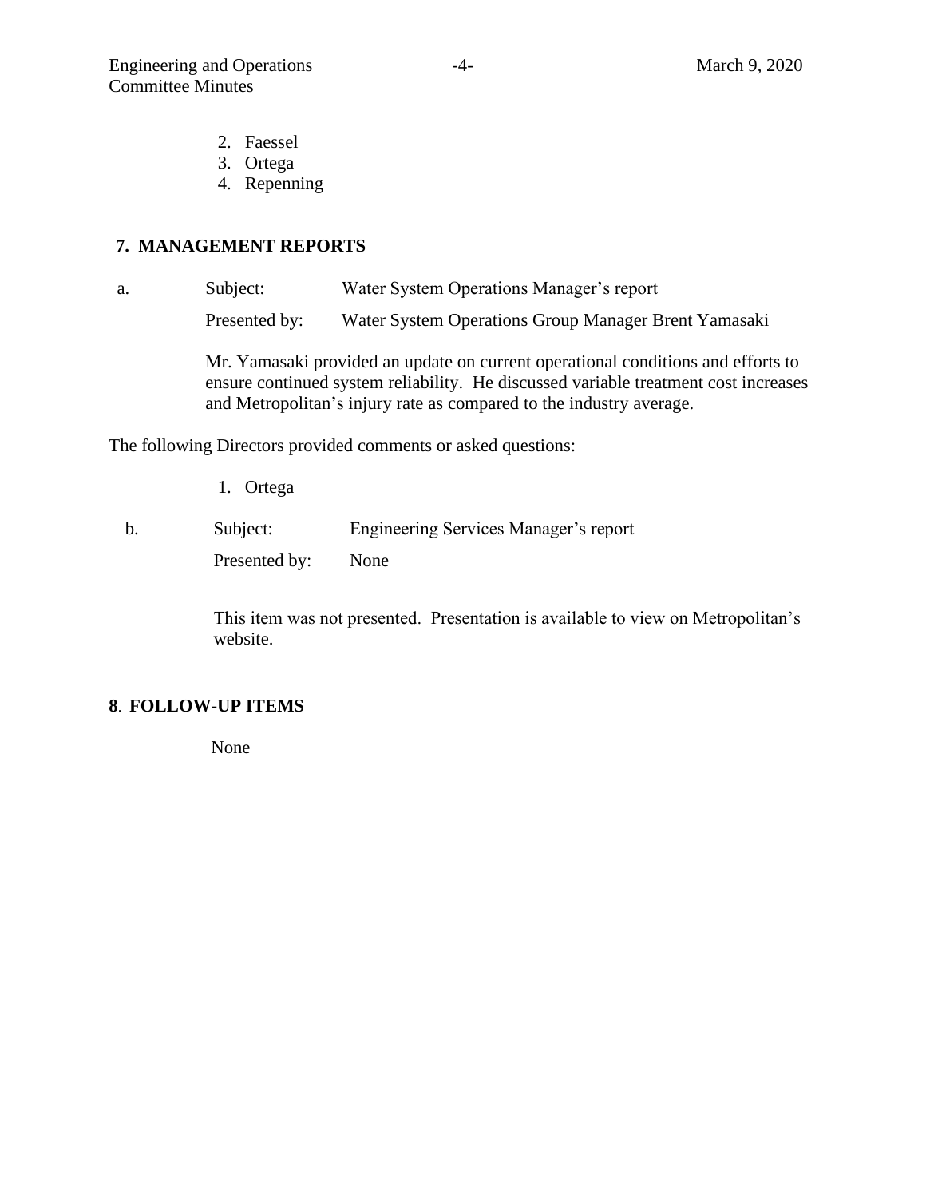2. Faessel
3. Ortega
4. Repenning

## 7. MANAGEMENT REPORTS

a. Subject: Water System Operations Manager's report

Presented by: Water System Operations Group Manager Brent Yamasaki

Mr. Yamasaki provided an update on current operational conditions and efforts to ensure continued system reliability. He discussed variable treatment cost increases and Metropolitan's injury rate as compared to the industry average.

The following Directors provided comments or asked questions:

1. Ortega

b. Subject: Engineering Services Manager's report

Presented by: None

This item was not presented. Presentation is available to view on Metropolitan's website.

## 8. FOLLOW-UP ITEMS

None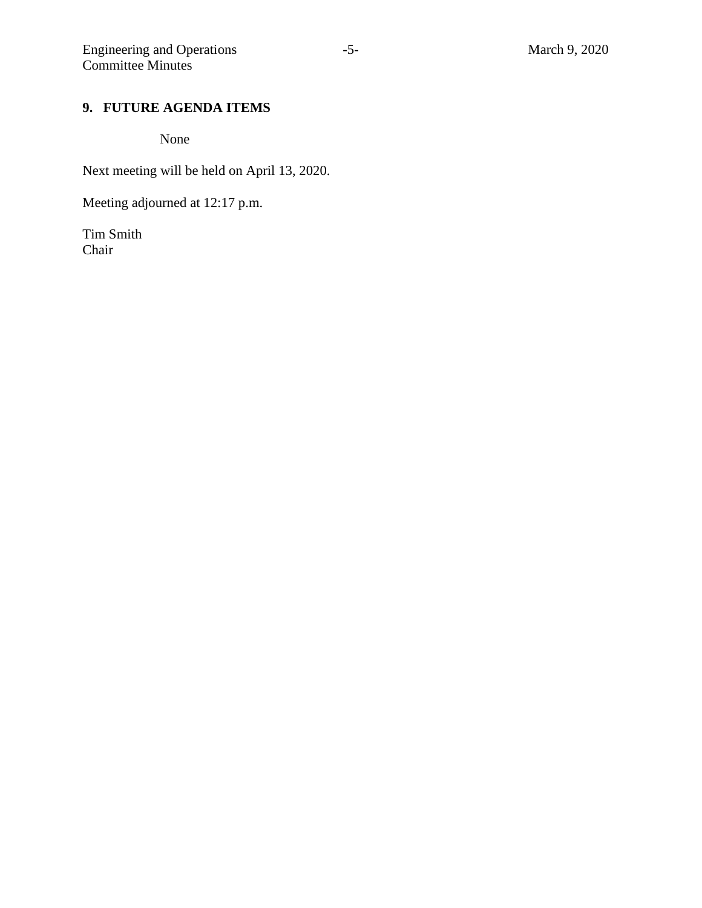## 9. FUTURE AGENDA ITEMS

None

Next meeting will be held on April 13, 2020.

Meeting adjourned at 12:17 p.m.

Tim Smith
Chair